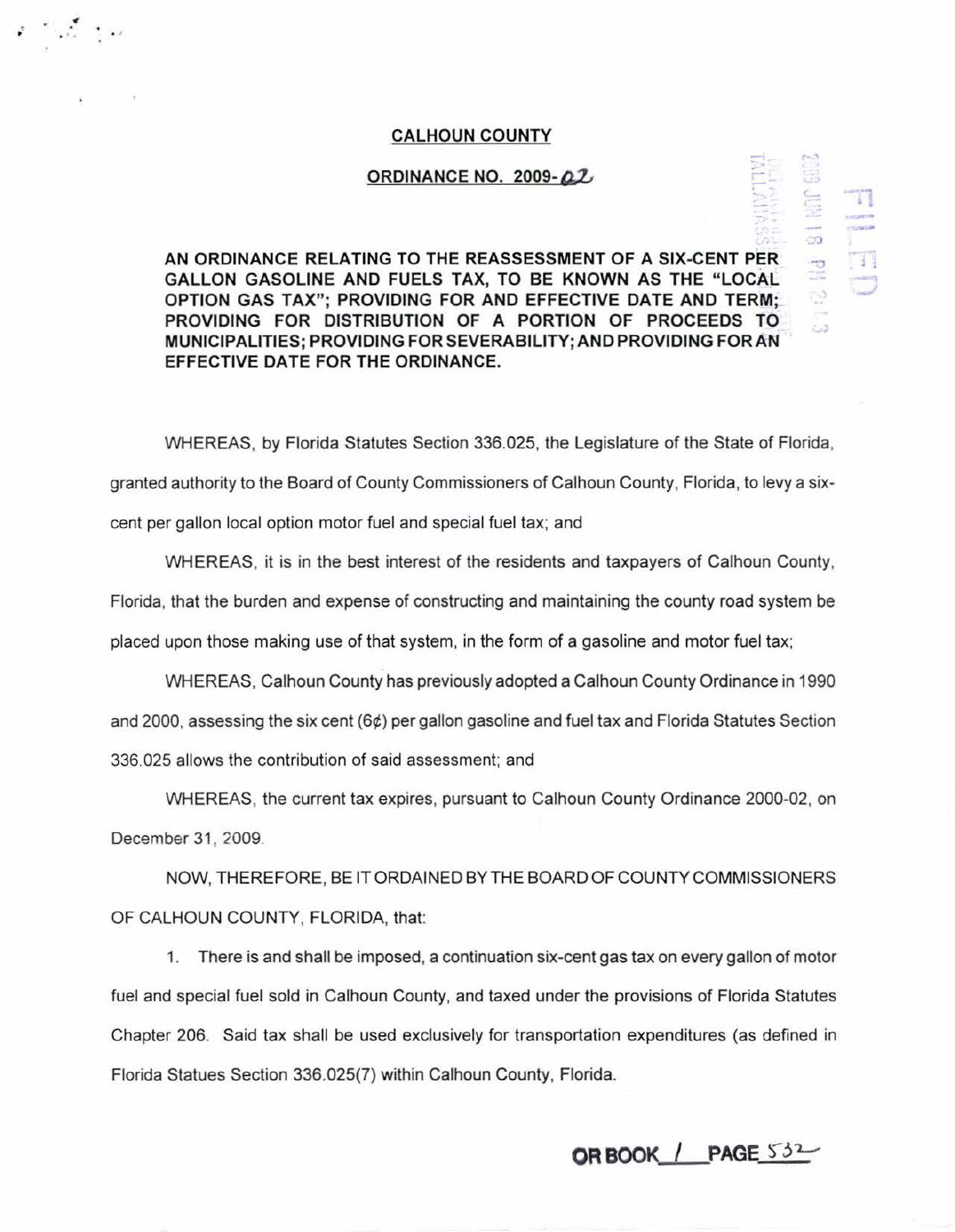# CALHOUN COUNTY

## ORDINANCE NO. 2009-02

**AN ORDINANCE RELATING TO THE REASSESSMENT OF A SIX-CENT PER GALLON GASOLINE AND FUELS TAX, TO BE KNOWN AS THE "LOCAL OPTION GAS TAX"; PROVIDING FOR AND EFFECTIVE DATE AND TERM; PROVIDING FOR DISTRIBUTION OF A PORTION OF PROCEEDS TO MUNICIPALITIES; PROVIDING FOR SEVERABILITY; AND PROVIDING FOR AN EFFECTIVE DATE FOR THE ORDINANCE.**

WHEREAS, by Florida Statutes Section 336.025, the Legislature of the State of Florida, granted authority to the Board of County Commissioners of Calhoun County, Florida, to levy a six-cent per gallon local option motor fuel and special fuel tax; and

WHEREAS, it is in the best interest of the residents and taxpayers of Calhoun County, Florida, that the burden and expense of constructing and maintaining the county road system be placed upon those making use of that system, in the form of a gasoline and motor fuel tax;

WHEREAS, Calhoun County has previously adopted a Calhoun County Ordinance in 1990 and 2000, assessing the six cent (6¢) per gallon gasoline and fuel tax and Florida Statutes Section 336.025 allows the contribution of said assessment; and

WHEREAS, the current tax expires, pursuant to Calhoun County Ordinance 2000-02, on December 31, 2009.

NOW, THEREFORE, BE IT ORDAINED BY THE BOARD OF COUNTY COMMISSIONERS OF CALHOUN COUNTY, FLORIDA, that:

1. There is and shall be imposed, a continuation six-cent gas tax on every gallon of motor fuel and special fuel sold in Calhoun County, and taxed under the provisions of Florida Statutes Chapter 206. Said tax shall be used exclusively for transportation expenditures (as defined in Florida Statues Section 336.025(7) within Calhoun County, Florida.

**OR BOOK 1 PAGE 532**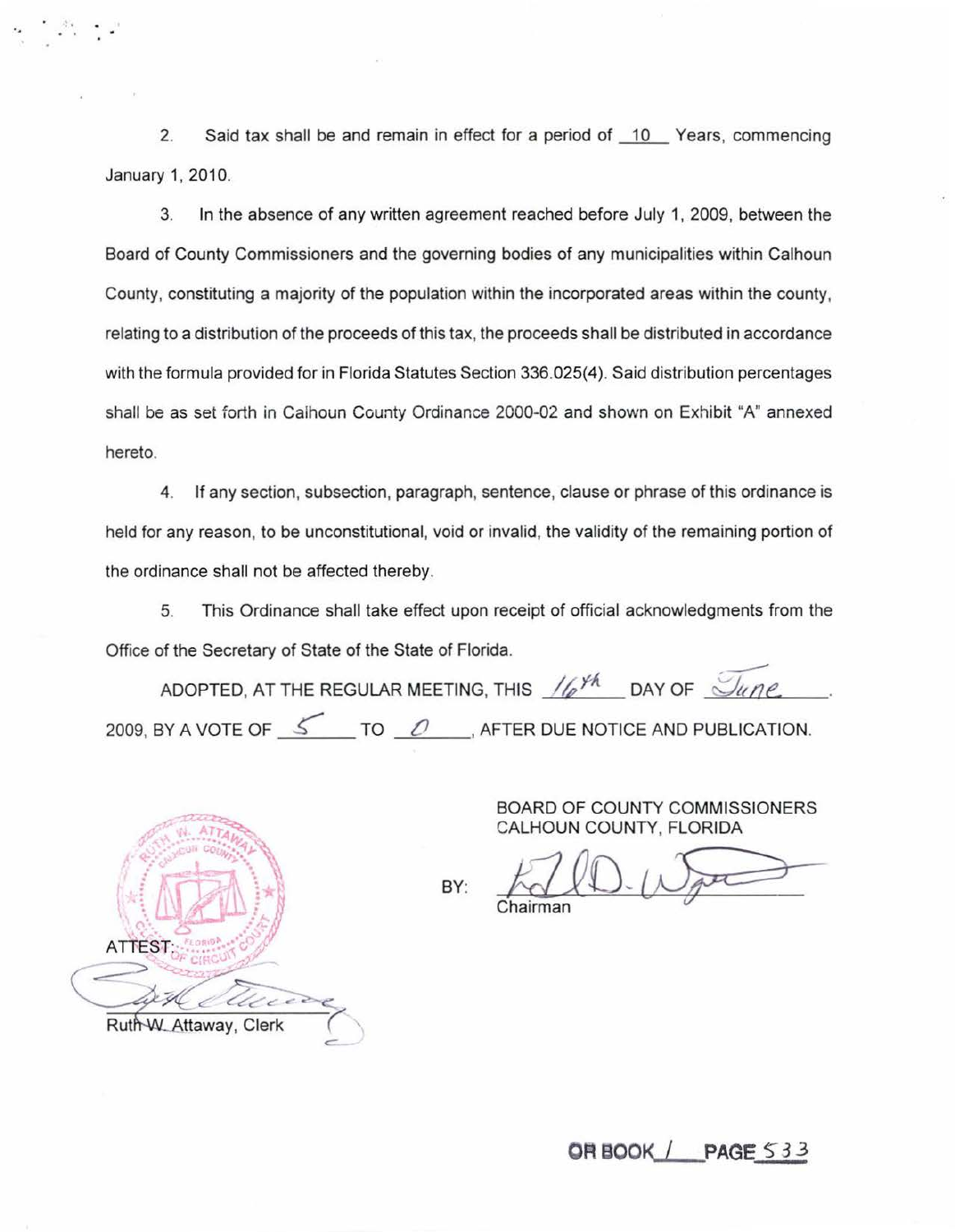2. Said tax shall be and remain in effect for a period of 10 Years, commencing January 1, 2010.

3. In the absence of any written agreement reached before July 1, 2009, between the Board of County Commissioners and the governing bodies of any municipalities within Calhoun County, constituting a majority of the population within the incorporated areas within the county, relating to a distribution of the proceeds of this tax, the proceeds shall be distributed in accordance with the formula provided for in Florida Statutes Section 336.025(4). Said distribution percentages shall be as set forth in Calhoun County Ordinance 2000-02 and shown on Exhibit "A" annexed hereto.

4. If any section, subsection, paragraph, sentence, clause or phrase of this ordinance is held for any reason, to be unconstitutional, void or invalid, the validity of the remaining portion of the ordinance shall not be affected thereby.

5. This Ordinance shall take effect upon receipt of official acknowledgments from the Office of the Secretary of State of the State of Florida.

ADOPTED, AT THE REGULAR MEETING, THIS 16th DAY OF June, 2009, BY A VOTE OF 5 TO 0, AFTER DUE NOTICE AND PUBLICATION.

BOARD OF COUNTY COMMISSIONERS
CALHOUN COUNTY, FLORIDA

BY: ______________________
Chairman

ATTEST:

______________________
Ruth W. Attaway, Clerk

OR BOOK 1 PAGE 533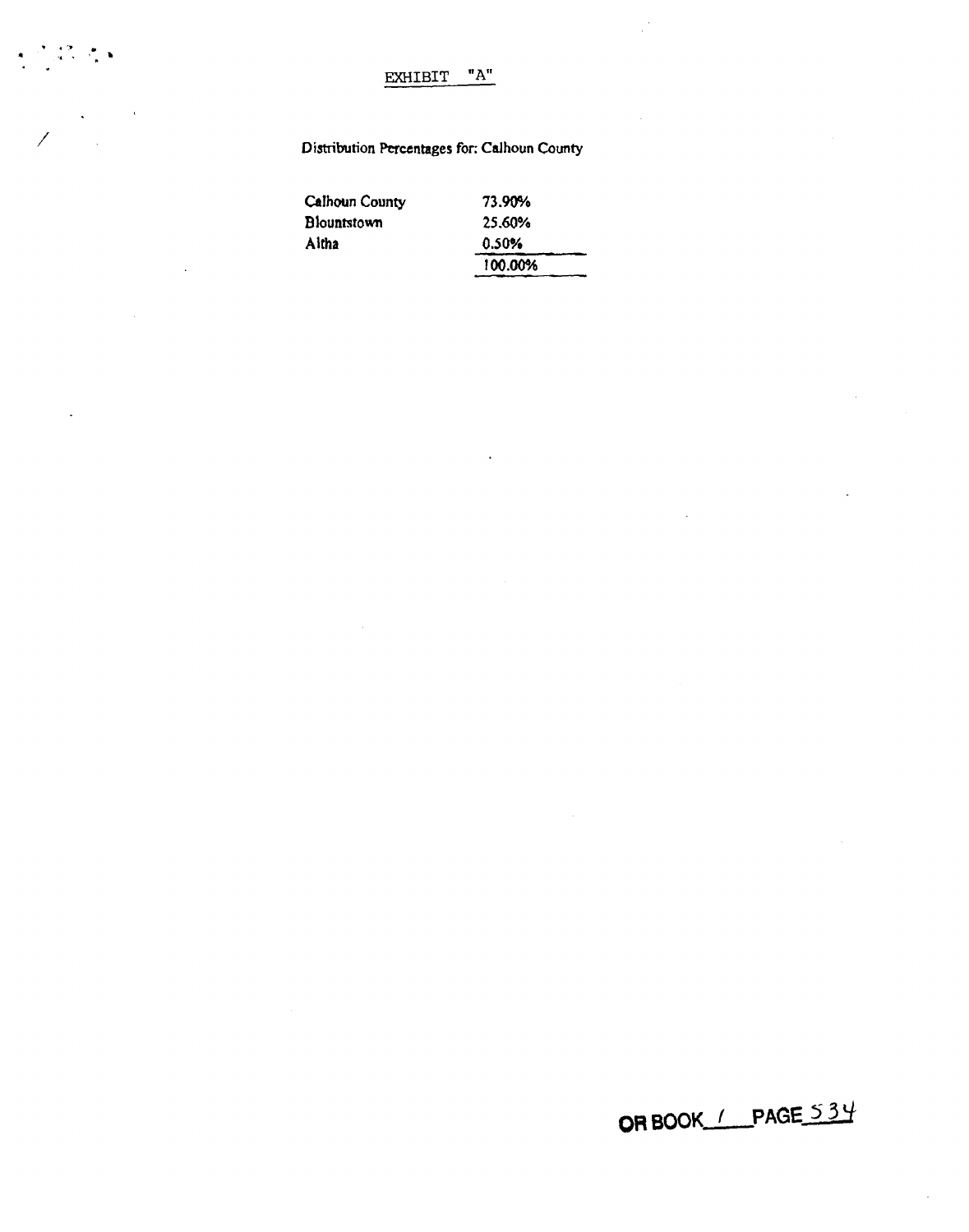EXHIBIT "A"

Distribution Percentages for: Calhoun County

| | |
|---|---|
| Calhoun County | 73.90% |
| Blountstown | 25.60% |
| Altha | 0.50% |
| | 100.00% |

OR BOOK 1 PAGE 534